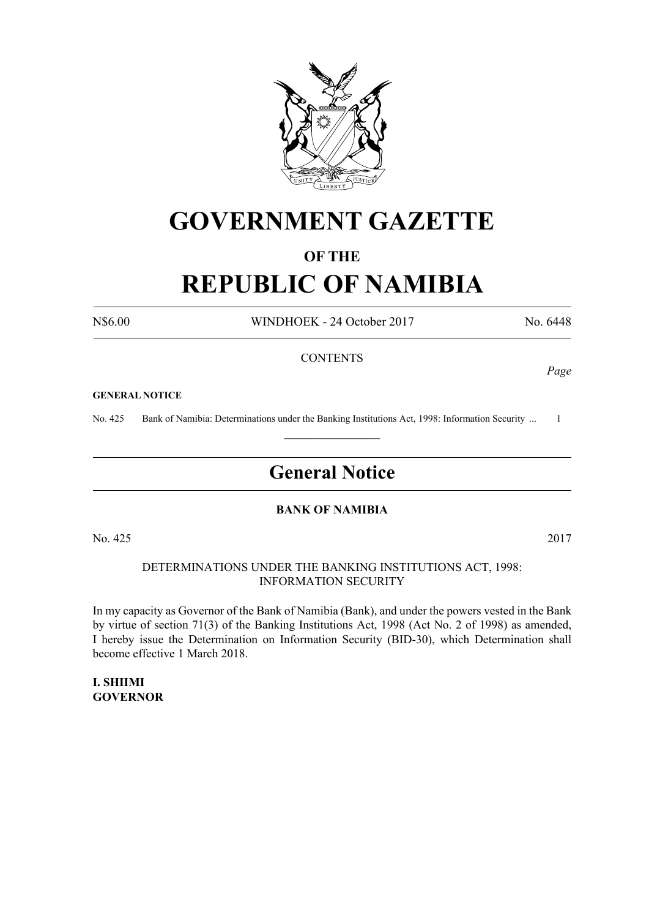# GOVERNMENT GAZETTE

## OF THE

# REPUBLIC OF NAMIBIA

N$6.00 WINDHOEK - 24 October 2017 No. 6448

CONTENTS

*Page*

**GENERAL NOTICE**

No. 425 Bank of Namibia: Determinations under the Banking Institutions Act, 1998: Information Security ... 1

## General Notice

### BANK OF NAMIBIA

No. 425 2017

DETERMINATIONS UNDER THE BANKING INSTITUTIONS ACT, 1998: INFORMATION SECURITY

In my capacity as Governor of the Bank of Namibia (Bank), and under the powers vested in the Bank by virtue of section 71(3) of the Banking Institutions Act, 1998 (Act No. 2 of 1998) as amended, I hereby issue the Determination on Information Security (BID-30), which Determination shall become effective 1 March 2018.

**I. SHIIMI**
**GOVERNOR**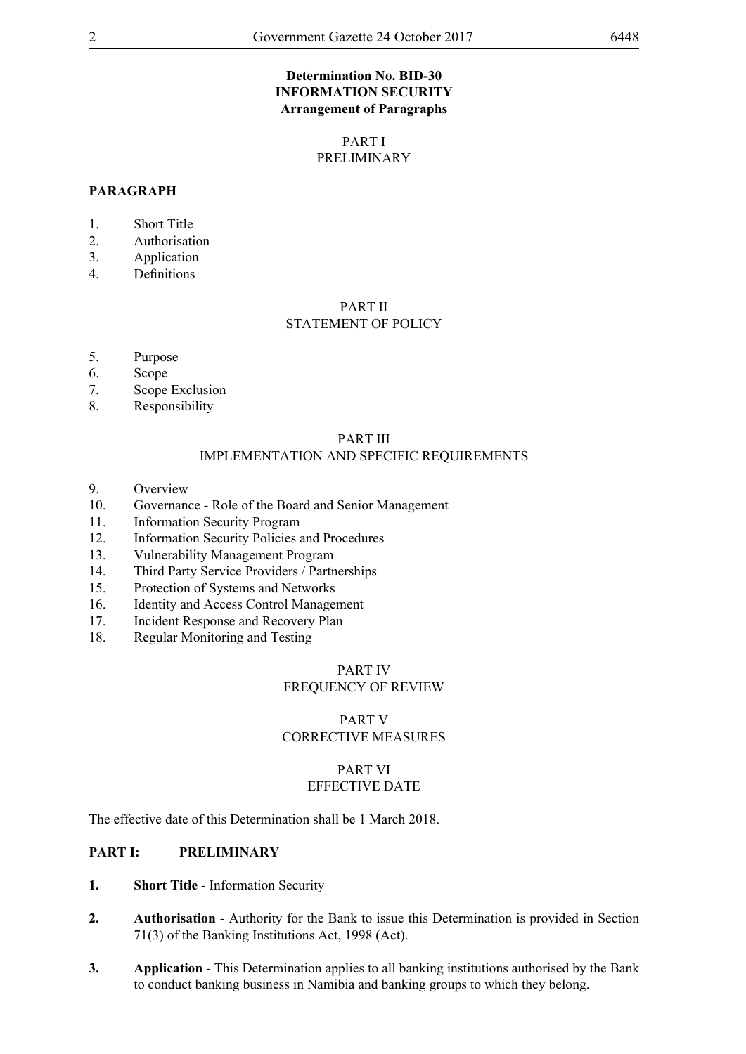**Determination No. BID-30**
**INFORMATION SECURITY**
**Arrangement of Paragraphs**

PART I
PRELIMINARY

**PARAGRAPH**

1. Short Title
2. Authorisation
3. Application
4. Definitions

PART II
STATEMENT OF POLICY

5. Purpose
6. Scope
7. Scope Exclusion
8. Responsibility

PART III
IMPLEMENTATION AND SPECIFIC REQUIREMENTS

9. Overview
10. Governance - Role of the Board and Senior Management
11. Information Security Program
12. Information Security Policies and Procedures
13. Vulnerability Management Program
14. Third Party Service Providers / Partnerships
15. Protection of Systems and Networks
16. Identity and Access Control Management
17. Incident Response and Recovery Plan
18. Regular Monitoring and Testing

PART IV
FREQUENCY OF REVIEW

PART V
CORRECTIVE MEASURES

PART VI
EFFECTIVE DATE

The effective date of this Determination shall be 1 March 2018.

**PART I: PRELIMINARY**

1. **Short Title** - Information Security

2. **Authorisation** - Authority for the Bank to issue this Determination is provided in Section 71(3) of the Banking Institutions Act, 1998 (Act).

3. **Application** - This Determination applies to all banking institutions authorised by the Bank to conduct banking business in Namibia and banking groups to which they belong.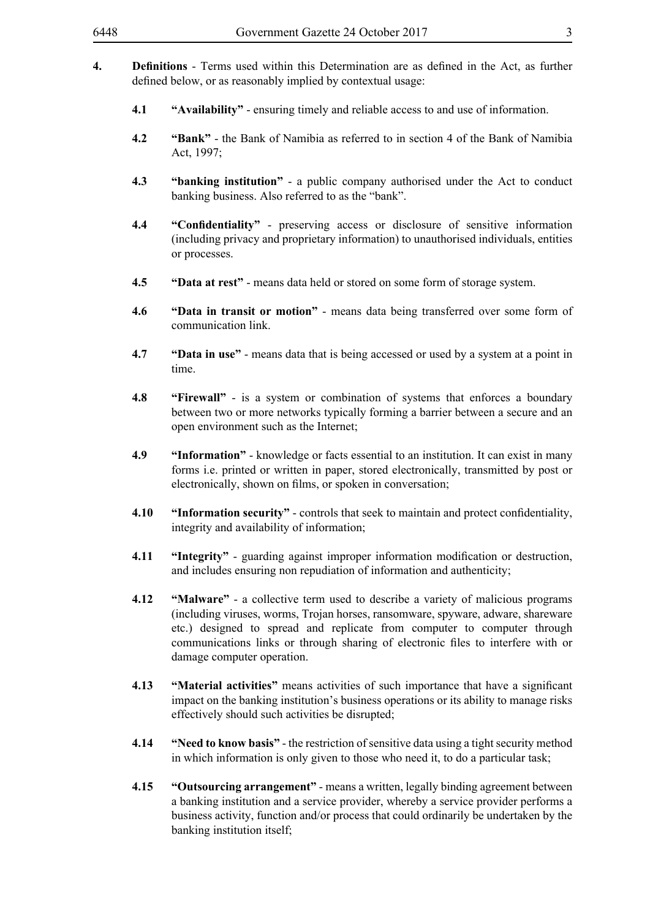**4. Definitions** - Terms used within this Determination are as defined in the Act, as further defined below, or as reasonably implied by contextual usage:

**4.1 "Availability"** - ensuring timely and reliable access to and use of information.

**4.2 "Bank"** - the Bank of Namibia as referred to in section 4 of the Bank of Namibia Act, 1997;

**4.3 "banking institution"** - a public company authorised under the Act to conduct banking business. Also referred to as the "bank".

**4.4 "Confidentiality"** - preserving access or disclosure of sensitive information (including privacy and proprietary information) to unauthorised individuals, entities or processes.

**4.5 "Data at rest"** - means data held or stored on some form of storage system.

**4.6 "Data in transit or motion"** - means data being transferred over some form of communication link.

**4.7 "Data in use"** - means data that is being accessed or used by a system at a point in time.

**4.8 "Firewall"** - is a system or combination of systems that enforces a boundary between two or more networks typically forming a barrier between a secure and an open environment such as the Internet;

**4.9 "Information"** - knowledge or facts essential to an institution. It can exist in many forms i.e. printed or written in paper, stored electronically, transmitted by post or electronically, shown on films, or spoken in conversation;

**4.10 "Information security"** - controls that seek to maintain and protect confidentiality, integrity and availability of information;

**4.11 "Integrity"** - guarding against improper information modification or destruction, and includes ensuring non repudiation of information and authenticity;

**4.12 "Malware"** - a collective term used to describe a variety of malicious programs (including viruses, worms, Trojan horses, ransomware, spyware, adware, shareware etc.) designed to spread and replicate from computer to computer through communications links or through sharing of electronic files to interfere with or damage computer operation.

**4.13 "Material activities"** means activities of such importance that have a significant impact on the banking institution's business operations or its ability to manage risks effectively should such activities be disrupted;

**4.14 "Need to know basis"** - the restriction of sensitive data using a tight security method in which information is only given to those who need it, to do a particular task;

**4.15 "Outsourcing arrangement"** - means a written, legally binding agreement between a banking institution and a service provider, whereby a service provider performs a business activity, function and/or process that could ordinarily be undertaken by the banking institution itself;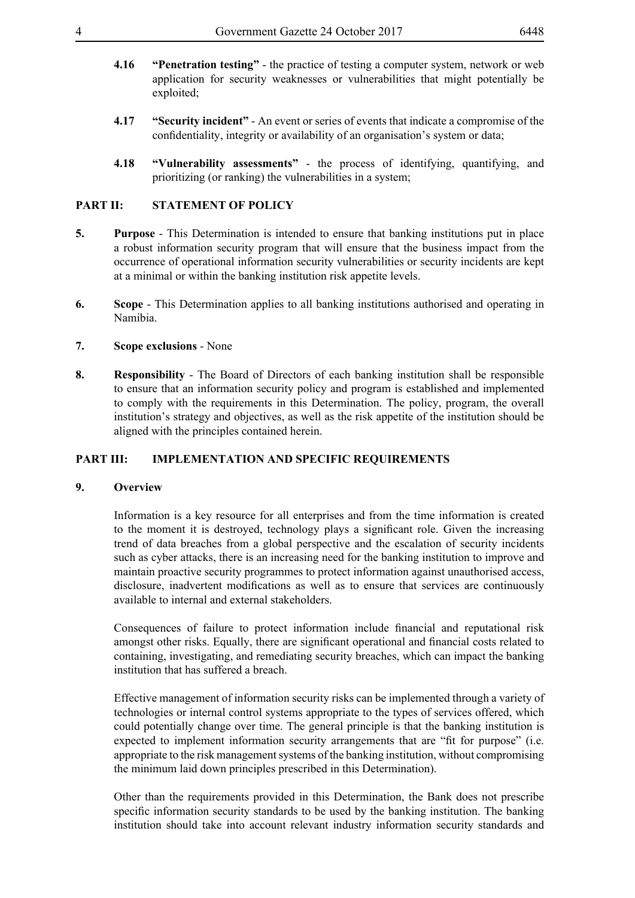**4.16** **"Penetration testing"** - the practice of testing a computer system, network or web application for security weaknesses or vulnerabilities that might potentially be exploited;

**4.17** **"Security incident"** - An event or series of events that indicate a compromise of the confidentiality, integrity or availability of an organisation's system or data;

**4.18** **"Vulnerability assessments"** - the process of identifying, quantifying, and prioritizing (or ranking) the vulnerabilities in a system;

## PART II: STATEMENT OF POLICY

**5.** **Purpose** - This Determination is intended to ensure that banking institutions put in place a robust information security program that will ensure that the business impact from the occurrence of operational information security vulnerabilities or security incidents are kept at a minimal or within the banking institution risk appetite levels.

**6.** **Scope** - This Determination applies to all banking institutions authorised and operating in Namibia.

**7.** **Scope exclusions** - None

**8.** **Responsibility** - The Board of Directors of each banking institution shall be responsible to ensure that an information security policy and program is established and implemented to comply with the requirements in this Determination. The policy, program, the overall institution's strategy and objectives, as well as the risk appetite of the institution should be aligned with the principles contained herein.

## PART III: IMPLEMENTATION AND SPECIFIC REQUIREMENTS

**9.** **Overview**

Information is a key resource for all enterprises and from the time information is created to the moment it is destroyed, technology plays a significant role. Given the increasing trend of data breaches from a global perspective and the escalation of security incidents such as cyber attacks, there is an increasing need for the banking institution to improve and maintain proactive security programmes to protect information against unauthorised access, disclosure, inadvertent modifications as well as to ensure that services are continuously available to internal and external stakeholders.

Consequences of failure to protect information include financial and reputational risk amongst other risks. Equally, there are significant operational and financial costs related to containing, investigating, and remediating security breaches, which can impact the banking institution that has suffered a breach.

Effective management of information security risks can be implemented through a variety of technologies or internal control systems appropriate to the types of services offered, which could potentially change over time. The general principle is that the banking institution is expected to implement information security arrangements that are "fit for purpose" (i.e. appropriate to the risk management systems of the banking institution, without compromising the minimum laid down principles prescribed in this Determination).

Other than the requirements provided in this Determination, the Bank does not prescribe specific information security standards to be used by the banking institution. The banking institution should take into account relevant industry information security standards and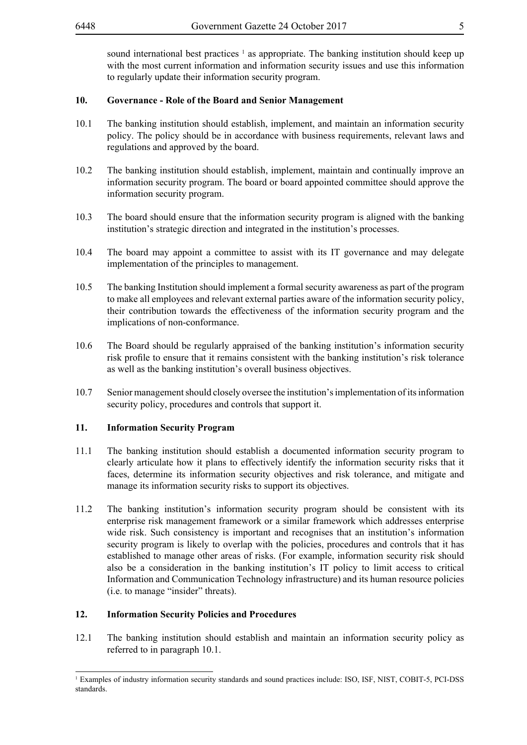sound international best practices [1] as appropriate. The banking institution should keep up with the most current information and information security issues and use this information to regularly update their information security program.

## 10. Governance - Role of the Board and Senior Management

10.1 The banking institution should establish, implement, and maintain an information security policy. The policy should be in accordance with business requirements, relevant laws and regulations and approved by the board.

10.2 The banking institution should establish, implement, maintain and continually improve an information security program. The board or board appointed committee should approve the information security program.

10.3 The board should ensure that the information security program is aligned with the banking institution's strategic direction and integrated in the institution's processes.

10.4 The board may appoint a committee to assist with its IT governance and may delegate implementation of the principles to management.

10.5 The banking Institution should implement a formal security awareness as part of the program to make all employees and relevant external parties aware of the information security policy, their contribution towards the effectiveness of the information security program and the implications of non-conformance.

10.6 The Board should be regularly appraised of the banking institution's information security risk profile to ensure that it remains consistent with the banking institution's risk tolerance as well as the banking institution's overall business objectives.

10.7 Senior management should closely oversee the institution's implementation of its information security policy, procedures and controls that support it.

## 11. Information Security Program

11.1 The banking institution should establish a documented information security program to clearly articulate how it plans to effectively identify the information security risks that it faces, determine its information security objectives and risk tolerance, and mitigate and manage its information security risks to support its objectives.

11.2 The banking institution's information security program should be consistent with its enterprise risk management framework or a similar framework which addresses enterprise wide risk. Such consistency is important and recognises that an institution's information security program is likely to overlap with the policies, procedures and controls that it has established to manage other areas of risks. (For example, information security risk should also be a consideration in the banking institution's IT policy to limit access to critical Information and Communication Technology infrastructure) and its human resource policies (i.e. to manage "insider" threats).

## 12. Information Security Policies and Procedures

12.1 The banking institution should establish and maintain an information security policy as referred to in paragraph 10.1.

---

[1] Examples of industry information security standards and sound practices include: ISO, ISF, NIST, COBIT-5, PCI-DSS standards.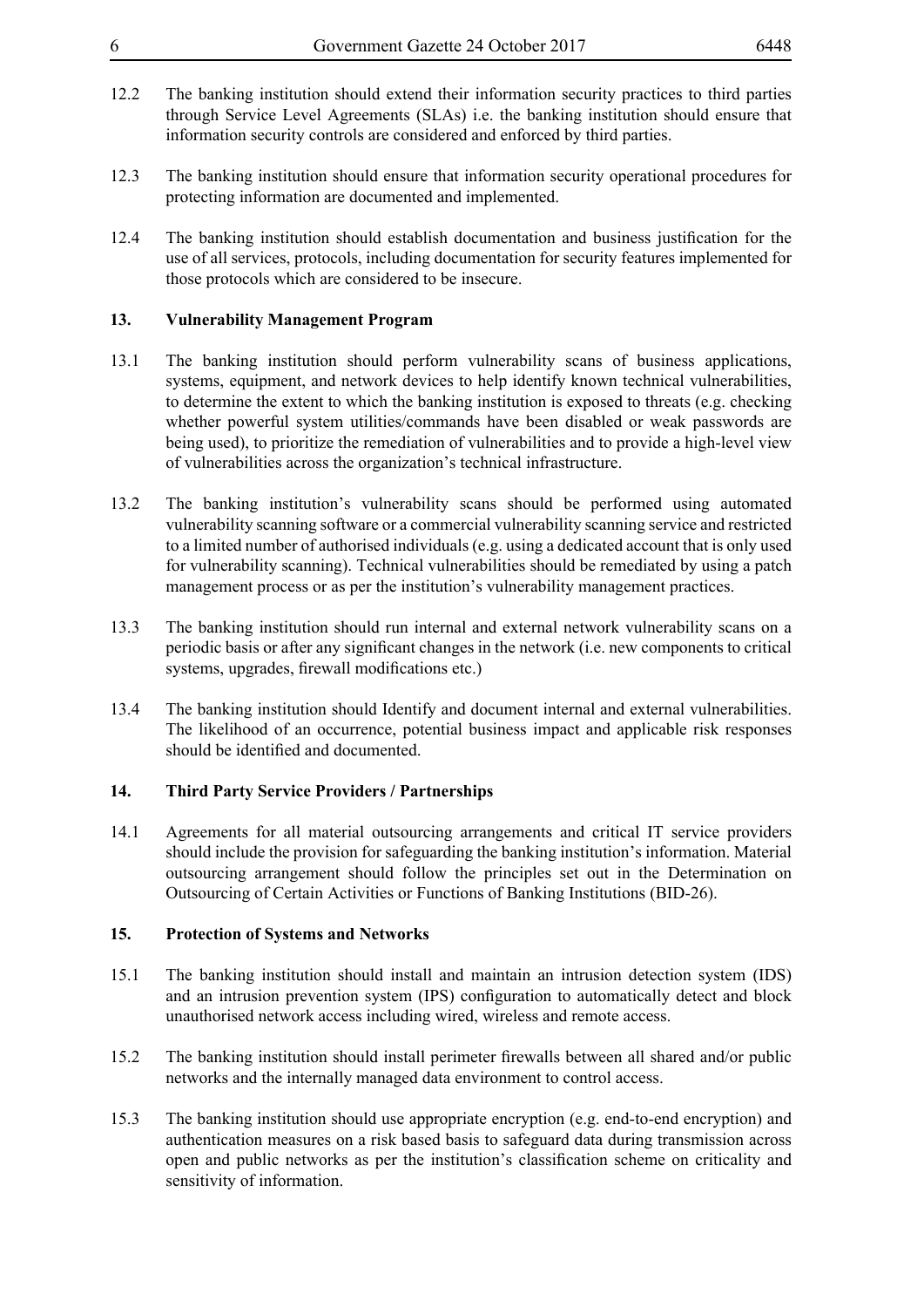12.2 The banking institution should extend their information security practices to third parties through Service Level Agreements (SLAs) i.e. the banking institution should ensure that information security controls are considered and enforced by third parties.

12.3 The banking institution should ensure that information security operational procedures for protecting information are documented and implemented.

12.4 The banking institution should establish documentation and business justification for the use of all services, protocols, including documentation for security features implemented for those protocols which are considered to be insecure.

## 13. Vulnerability Management Program

13.1 The banking institution should perform vulnerability scans of business applications, systems, equipment, and network devices to help identify known technical vulnerabilities, to determine the extent to which the banking institution is exposed to threats (e.g. checking whether powerful system utilities/commands have been disabled or weak passwords are being used), to prioritize the remediation of vulnerabilities and to provide a high-level view of vulnerabilities across the organization's technical infrastructure.

13.2 The banking institution's vulnerability scans should be performed using automated vulnerability scanning software or a commercial vulnerability scanning service and restricted to a limited number of authorised individuals (e.g. using a dedicated account that is only used for vulnerability scanning). Technical vulnerabilities should be remediated by using a patch management process or as per the institution's vulnerability management practices.

13.3 The banking institution should run internal and external network vulnerability scans on a periodic basis or after any significant changes in the network (i.e. new components to critical systems, upgrades, firewall modifications etc.)

13.4 The banking institution should Identify and document internal and external vulnerabilities. The likelihood of an occurrence, potential business impact and applicable risk responses should be identified and documented.

## 14. Third Party Service Providers / Partnerships

14.1 Agreements for all material outsourcing arrangements and critical IT service providers should include the provision for safeguarding the banking institution's information. Material outsourcing arrangement should follow the principles set out in the Determination on Outsourcing of Certain Activities or Functions of Banking Institutions (BID-26).

## 15. Protection of Systems and Networks

15.1 The banking institution should install and maintain an intrusion detection system (IDS) and an intrusion prevention system (IPS) configuration to automatically detect and block unauthorised network access including wired, wireless and remote access.

15.2 The banking institution should install perimeter firewalls between all shared and/or public networks and the internally managed data environment to control access.

15.3 The banking institution should use appropriate encryption (e.g. end-to-end encryption) and authentication measures on a risk based basis to safeguard data during transmission across open and public networks as per the institution's classification scheme on criticality and sensitivity of information.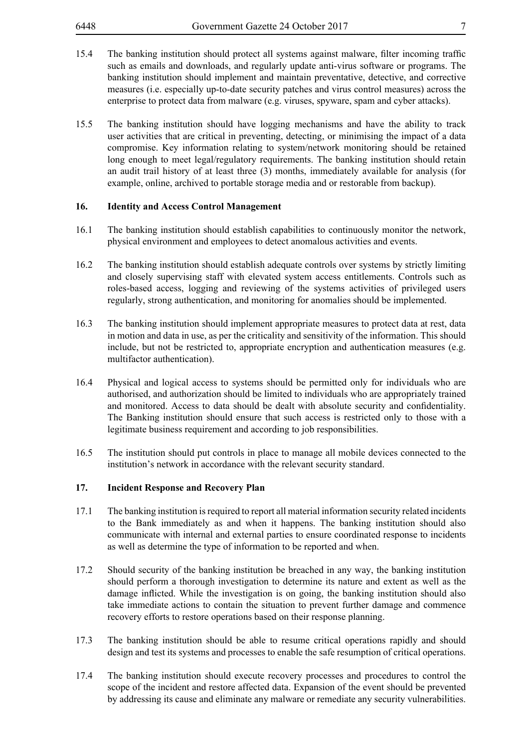15.4 The banking institution should protect all systems against malware, filter incoming traffic such as emails and downloads, and regularly update anti-virus software or programs. The banking institution should implement and maintain preventative, detective, and corrective measures (i.e. especially up-to-date security patches and virus control measures) across the enterprise to protect data from malware (e.g. viruses, spyware, spam and cyber attacks).

15.5 The banking institution should have logging mechanisms and have the ability to track user activities that are critical in preventing, detecting, or minimising the impact of a data compromise. Key information relating to system/network monitoring should be retained long enough to meet legal/regulatory requirements. The banking institution should retain an audit trail history of at least three (3) months, immediately available for analysis (for example, online, archived to portable storage media and or restorable from backup).

## 16. Identity and Access Control Management

16.1 The banking institution should establish capabilities to continuously monitor the network, physical environment and employees to detect anomalous activities and events.

16.2 The banking institution should establish adequate controls over systems by strictly limiting and closely supervising staff with elevated system access entitlements. Controls such as roles-based access, logging and reviewing of the systems activities of privileged users regularly, strong authentication, and monitoring for anomalies should be implemented.

16.3 The banking institution should implement appropriate measures to protect data at rest, data in motion and data in use, as per the criticality and sensitivity of the information. This should include, but not be restricted to, appropriate encryption and authentication measures (e.g. multifactor authentication).

16.4 Physical and logical access to systems should be permitted only for individuals who are authorised, and authorization should be limited to individuals who are appropriately trained and monitored. Access to data should be dealt with absolute security and confidentiality. The Banking institution should ensure that such access is restricted only to those with a legitimate business requirement and according to job responsibilities.

16.5 The institution should put controls in place to manage all mobile devices connected to the institution's network in accordance with the relevant security standard.

## 17. Incident Response and Recovery Plan

17.1 The banking institution is required to report all material information security related incidents to the Bank immediately as and when it happens. The banking institution should also communicate with internal and external parties to ensure coordinated response to incidents as well as determine the type of information to be reported and when.

17.2 Should security of the banking institution be breached in any way, the banking institution should perform a thorough investigation to determine its nature and extent as well as the damage inflicted. While the investigation is on going, the banking institution should also take immediate actions to contain the situation to prevent further damage and commence recovery efforts to restore operations based on their response planning.

17.3 The banking institution should be able to resume critical operations rapidly and should design and test its systems and processes to enable the safe resumption of critical operations.

17.4 The banking institution should execute recovery processes and procedures to control the scope of the incident and restore affected data. Expansion of the event should be prevented by addressing its cause and eliminate any malware or remediate any security vulnerabilities.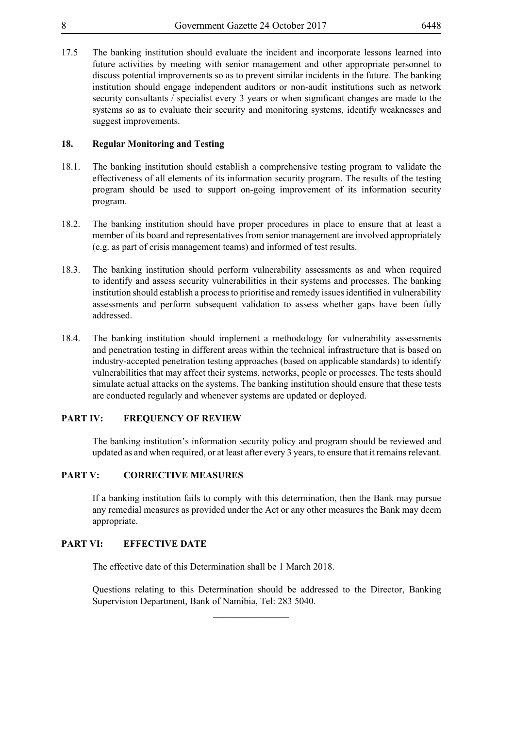17.5 The banking institution should evaluate the incident and incorporate lessons learned into future activities by meeting with senior management and other appropriate personnel to discuss potential improvements so as to prevent similar incidents in the future. The banking institution should engage independent auditors or non-audit institutions such as network security consultants / specialist every 3 years or when significant changes are made to the systems so as to evaluate their security and monitoring systems, identify weaknesses and suggest improvements.

**18. Regular Monitoring and Testing**

18.1. The banking institution should establish a comprehensive testing program to validate the effectiveness of all elements of its information security program. The results of the testing program should be used to support on-going improvement of its information security program.

18.2. The banking institution should have proper procedures in place to ensure that at least a member of its board and representatives from senior management are involved appropriately (e.g. as part of crisis management teams) and informed of test results.

18.3. The banking institution should perform vulnerability assessments as and when required to identify and assess security vulnerabilities in their systems and processes. The banking institution should establish a process to prioritise and remedy issues identified in vulnerability assessments and perform subsequent validation to assess whether gaps have been fully addressed.

18.4. The banking institution should implement a methodology for vulnerability assessments and penetration testing in different areas within the technical infrastructure that is based on industry-accepted penetration testing approaches (based on applicable standards) to identify vulnerabilities that may affect their systems, networks, people or processes. The tests should simulate actual attacks on the systems. The banking institution should ensure that these tests are conducted regularly and whenever systems are updated or deployed.

**PART IV: FREQUENCY OF REVIEW**

The banking institution's information security policy and program should be reviewed and updated as and when required, or at least after every 3 years, to ensure that it remains relevant.

**PART V: CORRECTIVE MEASURES**

If a banking institution fails to comply with this determination, then the Bank may pursue any remedial measures as provided under the Act or any other measures the Bank may deem appropriate.

**PART VI: EFFECTIVE DATE**

The effective date of this Determination shall be 1 March 2018.

Questions relating to this Determination should be addressed to the Director, Banking Supervision Department, Bank of Namibia, Tel: 283 5040.

\_\_\_\_\_\_\_\_\_\_\_\_\_\_\_\_